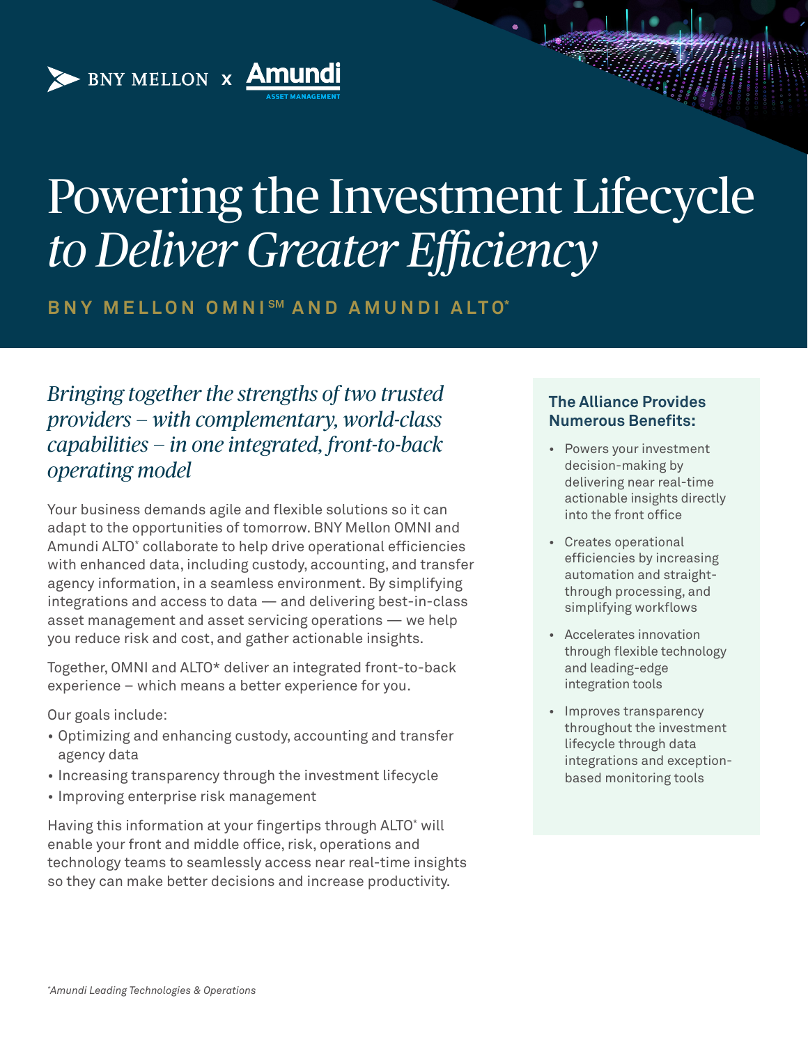BNY MELLON x Amundi ASSET MANAGEMENT

# Powering the Investment Lifecycle *to Deliver Greater Efficiency*

## BNY MELLON OMNI℠ AND AMUNDI ALTO*

*Bringing together the strengths of two trusted providers – with complementary, world-class capabilities – in one integrated, front-to-back operating model*

Your business demands agile and flexible solutions so it can adapt to the opportunities of tomorrow. BNY Mellon OMNI and Amundi ALTO* collaborate to help drive operational efficiencies with enhanced data, including custody, accounting, and transfer agency information, in a seamless environment. By simplifying integrations and access to data — and delivering best-in-class asset management and asset servicing operations — we help you reduce risk and cost, and gather actionable insights.

Together, OMNI and ALTO* deliver an integrated front-to-back experience – which means a better experience for you.

Our goals include:

- Optimizing and enhancing custody, accounting and transfer agency data
- Increasing transparency through the investment lifecycle
- Improving enterprise risk management

Having this information at your fingertips through ALTO* will enable your front and middle office, risk, operations and technology teams to seamlessly access near real-time insights so they can make better decisions and increase productivity.

### The Alliance Provides Numerous Benefits:

- Powers your investment decision-making by delivering near real-time actionable insights directly into the front office
- Creates operational efficiencies by increasing automation and straight-through processing, and simplifying workflows
- Accelerates innovation through flexible technology and leading-edge integration tools
- Improves transparency throughout the investment lifecycle through data integrations and exception-based monitoring tools

*\*Amundi Leading Technologies & Operations*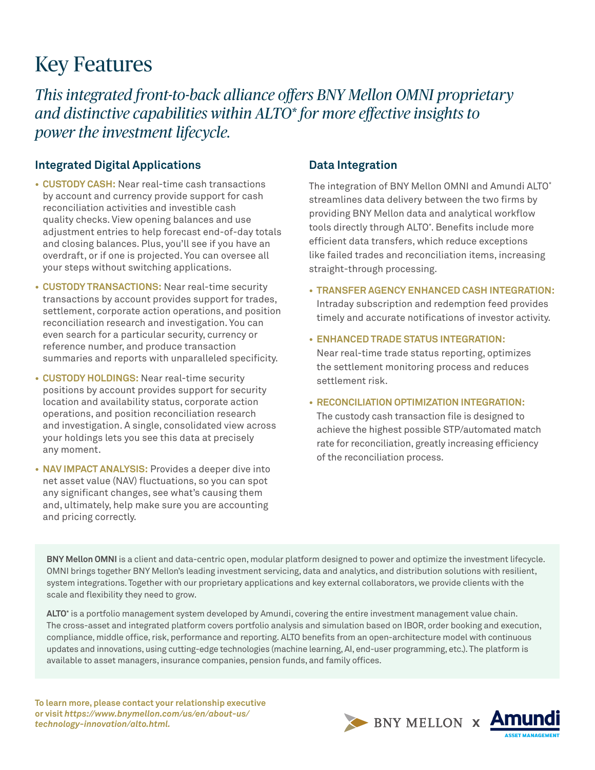# Key Features

*This integrated front-to-back alliance offers BNY Mellon OMNI proprietary and distinctive capabilities within ALTO* for more effective insights to power the investment lifecycle.*

## Integrated Digital Applications

- **CUSTODY CASH:** Near real-time cash transactions by account and currency provide support for cash reconciliation activities and investible cash quality checks. View opening balances and use adjustment entries to help forecast end-of-day totals and closing balances. Plus, you'll see if you have an overdraft, or if one is projected. You can oversee all your steps without switching applications.
- **CUSTODY TRANSACTIONS:** Near real-time security transactions by account provides support for trades, settlement, corporate action operations, and position reconciliation research and investigation. You can even search for a particular security, currency or reference number, and produce transaction summaries and reports with unparalleled specificity.
- **CUSTODY HOLDINGS:** Near real-time security positions by account provides support for security location and availability status, corporate action operations, and position reconciliation research and investigation. A single, consolidated view across your holdings lets you see this data at precisely any moment.
- **NAV IMPACT ANALYSIS:** Provides a deeper dive into net asset value (NAV) fluctuations, so you can spot any significant changes, see what's causing them and, ultimately, help make sure you are accounting and pricing correctly.

## Data Integration

The integration of BNY Mellon OMNI and Amundi ALTO* streamlines data delivery between the two firms by providing BNY Mellon data and analytical workflow tools directly through ALTO*. Benefits include more efficient data transfers, which reduce exceptions like failed trades and reconciliation items, increasing straight-through processing.

- **TRANSFER AGENCY ENHANCED CASH INTEGRATION:** Intraday subscription and redemption feed provides timely and accurate notifications of investor activity.
- **ENHANCED TRADE STATUS INTEGRATION:** Near real-time trade status reporting, optimizes the settlement monitoring process and reduces settlement risk.
- **RECONCILIATION OPTIMIZATION INTEGRATION:** The custody cash transaction file is designed to achieve the highest possible STP/automated match rate for reconciliation, greatly increasing efficiency of the reconciliation process.

**BNY Mellon OMNI** is a client and data-centric open, modular platform designed to power and optimize the investment lifecycle. OMNI brings together BNY Mellon's leading investment servicing, data and analytics, and distribution solutions with resilient, system integrations. Together with our proprietary applications and key external collaborators, we provide clients with the scale and flexibility they need to grow.

**ALTO*** is a portfolio management system developed by Amundi, covering the entire investment management value chain. The cross-asset and integrated platform covers portfolio analysis and simulation based on IBOR, order booking and execution, compliance, middle office, risk, performance and reporting. ALTO benefits from an open-architecture model with continuous updates and innovations, using cutting-edge technologies (machine learning, AI, end-user programming, etc.). The platform is available to asset managers, insurance companies, pension funds, and family offices.

**To learn more, please contact your relationship executive or visit *https://www.bnymellon.com/us/en/about-us/technology-innovation/alto.html.***

BNY MELLON x Amundi ASSET MANAGEMENT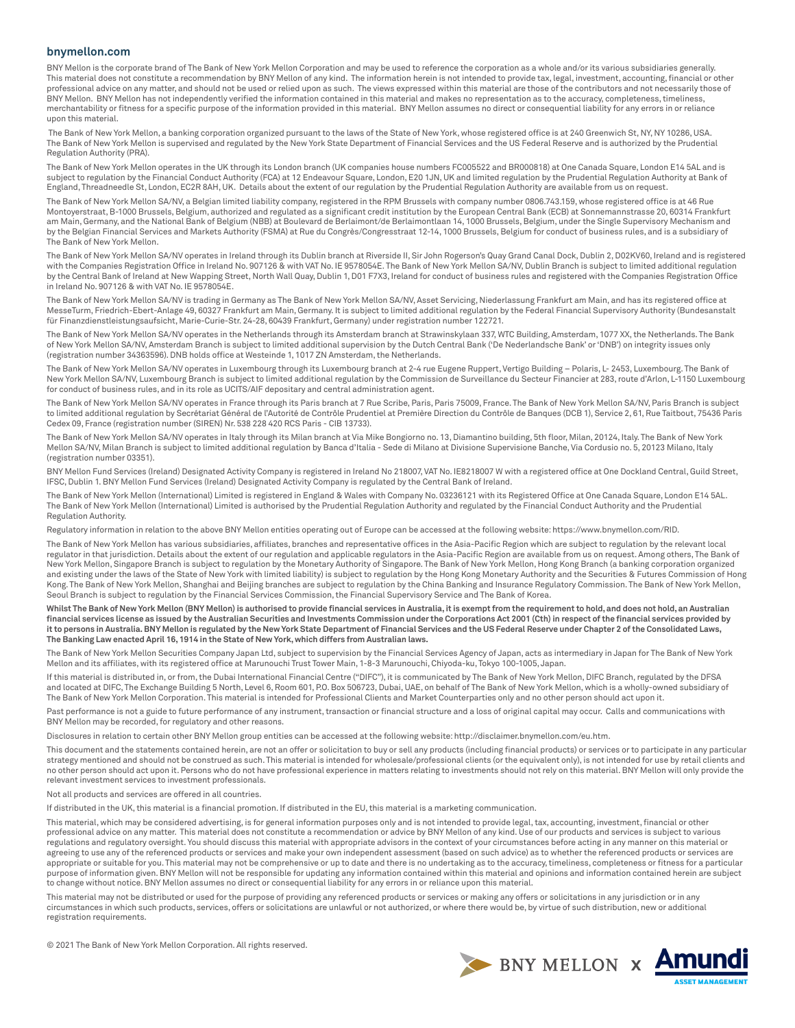**bnymellon.com**

BNY Mellon is the corporate brand of The Bank of New York Mellon Corporation and may be used to reference the corporation as a whole and/or its various subsidiaries generally. This material does not constitute a recommendation by BNY Mellon of any kind. The information herein is not intended to provide tax, legal, investment, accounting, financial or other professional advice on any matter, and should not be used or relied upon as such. The views expressed within this material are those of the contributors and not necessarily those of BNY Mellon. BNY Mellon has not independently verified the information contained in this material and makes no representation as to the accuracy, completeness, timeliness, merchantability or fitness for a specific purpose of the information provided in this material. BNY Mellon assumes no direct or consequential liability for any errors in or reliance upon this material.

The Bank of New York Mellon, a banking corporation organized pursuant to the laws of the State of New York, whose registered office is at 240 Greenwich St, NY, NY 10286, USA. The Bank of New York Mellon is supervised and regulated by the New York State Department of Financial Services and the US Federal Reserve and is authorized by the Prudential Regulation Authority (PRA).

The Bank of New York Mellon operates in the UK through its London branch (UK companies house numbers FC005522 and BR000818) at One Canada Square, London E14 5AL and is subject to regulation by the Financial Conduct Authority (FCA) at 12 Endeavour Square, London, E20 1JN, UK and limited regulation by the Prudential Regulation Authority at Bank of England, Threadneedle St, London, EC2R 8AH, UK. Details about the extent of our regulation by the Prudential Regulation Authority are available from us on request.

The Bank of New York Mellon SA/NV, a Belgian limited liability company, registered in the RPM Brussels with company number 0806.743.159, whose registered office is at 46 Rue Montoyerstraat, B-1000 Brussels, Belgium, authorized and regulated as a significant credit institution by the European Central Bank (ECB) at Sonnemannstrasse 20, 60314 Frankfurt am Main, Germany, and the National Bank of Belgium (NBB) at Boulevard de Berlaimont/de Berlaimontlaan 14, 1000 Brussels, Belgium, under the Single Supervisory Mechanism and by the Belgian Financial Services and Markets Authority (FSMA) at Rue du Congrès/Congresstraat 12-14, 1000 Brussels, Belgium for conduct of business rules, and is a subsidiary of The Bank of New York Mellon.

The Bank of New York Mellon SA/NV operates in Ireland through its Dublin branch at Riverside II, Sir John Rogerson's Quay Grand Canal Dock, Dublin 2, D02KV60, Ireland and is registered with the Companies Registration Office in Ireland No. 907126 & with VAT No. IE 9578054E. The Bank of New York Mellon SA/NV, Dublin Branch is subject to limited additional regulation by the Central Bank of Ireland at New Wapping Street, North Wall Quay, Dublin 1, D01 F7X3, Ireland for conduct of business rules and registered with the Companies Registration Office in Ireland No. 907126 & with VAT No. IE 9578054E.

The Bank of New York Mellon SA/NV is trading in Germany as The Bank of New York Mellon SA/NV, Asset Servicing, Niederlassung Frankfurt am Main, and has its registered office at MesseTurm, Friedrich-Ebert-Anlage 49, 60327 Frankfurt am Main, Germany. It is subject to limited additional regulation by the Federal Financial Supervisory Authority (Bundesanstalt für Finanzdienstleistungsaufsicht, Marie-Curie-Str. 24-28, 60439 Frankfurt, Germany) under registration number 122721.

The Bank of New York Mellon SA/NV operates in the Netherlands through its Amsterdam branch at Strawinskylaan 337, WTC Building, Amsterdam, 1077 XX, the Netherlands. The Bank of New York Mellon SA/NV, Amsterdam Branch is subject to limited additional supervision by the Dutch Central Bank ('De Nederlandsche Bank' or 'DNB') on integrity issues only (registration number 34363596). DNB holds office at Westeinde 1, 1017 ZN Amsterdam, the Netherlands.

The Bank of New York Mellon SA/NV operates in Luxembourg through its Luxembourg branch at 2-4 rue Eugene Ruppert, Vertigo Building – Polaris, L- 2453, Luxembourg. The Bank of New York Mellon SA/NV, Luxembourg Branch is subject to limited additional regulation by the Commission de Surveillance du Secteur Financier at 283, route d'Arlon, L-1150 Luxembourg for conduct of business rules, and in its role as UCITS/AIF depositary and central administration agent.

The Bank of New York Mellon SA/NV operates in France through its Paris branch at 7 Rue Scribe, Paris, Paris 75009, France. The Bank of New York Mellon SA/NV, Paris Branch is subject to limited additional regulation by Secrétariat Général de l'Autorité de Contrôle Prudentiel at Première Direction du Contrôle de Banques (DCB 1), Service 2, 61, Rue Taitbout, 75436 Paris Cedex 09, France (registration number (SIREN) Nr. 538 228 420 RCS Paris - CIB 13733).

The Bank of New York Mellon SA/NV operates in Italy through its Milan branch at Via Mike Bongiorno no. 13, Diamantino building, 5th floor, Milan, 20124, Italy. The Bank of New York Mellon SA/NV, Milan Branch is subject to limited additional regulation by Banca d'Italia - Sede di Milano at Divisione Supervisione Banche, Via Cordusio no. 5, 20123 Milano, Italy (registration number 03351).

BNY Mellon Fund Services (Ireland) Designated Activity Company is registered in Ireland No 218007, VAT No. IE8218007 W with a registered office at One Dockland Central, Guild Street, IFSC, Dublin 1. BNY Mellon Fund Services (Ireland) Designated Activity Company is regulated by the Central Bank of Ireland.

The Bank of New York Mellon (International) Limited is registered in England & Wales with Company No. 03236121 with its Registered Office at One Canada Square, London E14 5AL. The Bank of New York Mellon (International) Limited is authorised by the Prudential Regulation Authority and regulated by the Financial Conduct Authority and the Prudential Regulation Authority.

Regulatory information in relation to the above BNY Mellon entities operating out of Europe can be accessed at the following website: https://www.bnymellon.com/RID.

The Bank of New York Mellon has various subsidiaries, affiliates, branches and representative offices in the Asia-Pacific Region which are subject to regulation by the relevant local regulator in that jurisdiction. Details about the extent of our regulation and applicable regulators in the Asia-Pacific Region are available from us on request. Among others, The Bank of New York Mellon, Singapore Branch is subject to regulation by the Monetary Authority of Singapore. The Bank of New York Mellon, Hong Kong Branch (a banking corporation organized and existing under the laws of the State of New York with limited liability) is subject to regulation by the Hong Kong Monetary Authority and the Securities & Futures Commission of Hong Kong. The Bank of New York Mellon, Shanghai and Beijing branches are subject to regulation by the China Banking and Insurance Regulatory Commission. The Bank of New York Mellon, Seoul Branch is subject to regulation by the Financial Services Commission, the Financial Supervisory Service and The Bank of Korea.

**Whilst The Bank of New York Mellon (BNY Mellon) is authorised to provide financial services in Australia, it is exempt from the requirement to hold, and does not hold, an Australian financial services license as issued by the Australian Securities and Investments Commission under the Corporations Act 2001 (Cth) in respect of the financial services provided by it to persons in Australia. BNY Mellon is regulated by the New York State Department of Financial Services and the US Federal Reserve under Chapter 2 of the Consolidated Laws, The Banking Law enacted April 16, 1914 in the State of New York, which differs from Australian laws.**

The Bank of New York Mellon Securities Company Japan Ltd, subject to supervision by the Financial Services Agency of Japan, acts as intermediary in Japan for The Bank of New York Mellon and its affiliates, with its registered office at Marunouchi Trust Tower Main, 1-8-3 Marunouchi, Chiyoda-ku, Tokyo 100-1005, Japan.

If this material is distributed in, or from, the Dubai International Financial Centre ("DIFC"), it is communicated by The Bank of New York Mellon, DIFC Branch, regulated by the DFSA and located at DIFC, The Exchange Building 5 North, Level 6, Room 601, P.O. Box 506723, Dubai, UAE, on behalf of The Bank of New York Mellon, which is a wholly-owned subsidiary of The Bank of New York Mellon Corporation. This material is intended for Professional Clients and Market Counterparties only and no other person should act upon it.

Past performance is not a guide to future performance of any instrument, transaction or financial structure and a loss of original capital may occur. Calls and communications with BNY Mellon may be recorded, for regulatory and other reasons.

Disclosures in relation to certain other BNY Mellon group entities can be accessed at the following website: http://disclaimer.bnymellon.com/eu.htm.

This document and the statements contained herein, are not an offer or solicitation to buy or sell any products (including financial products) or services or to participate in any particular strategy mentioned and should not be construed as such. This material is intended for wholesale/professional clients (or the equivalent only), is not intended for use by retail clients and no other person should act upon it. Persons who do not have professional experience in matters relating to investments should not rely on this material. BNY Mellon will only provide the relevant investment services to investment professionals.

Not all products and services are offered in all countries.

If distributed in the UK, this material is a financial promotion. If distributed in the EU, this material is a marketing communication.

This material, which may be considered advertising, is for general information purposes only and is not intended to provide legal, tax, accounting, investment, financial or other professional advice on any matter. This material does not constitute a recommendation or advice by BNY Mellon of any kind. Use of our products and services is subject to various regulations and regulatory oversight. You should discuss this material with appropriate advisors in the context of your circumstances before acting in any manner on this material or agreeing to use any of the referenced products or services and make your own independent assessment (based on such advice) as to whether the referenced products or services are appropriate or suitable for you. This material may not be comprehensive or up to date and there is no undertaking as to the accuracy, timeliness, completeness or fitness for a particular purpose of information given. BNY Mellon will not be responsible for updating any information contained within this material and opinions and information contained herein are subject to change without notice. BNY Mellon assumes no direct or consequential liability for any errors in or reliance upon this material.

This material may not be distributed or used for the purpose of providing any referenced products or services or making any offers or solicitations in any jurisdiction or in any circumstances in which such products, services, offers or solicitations are unlawful or not authorized, or where there would be, by virtue of such distribution, new or additional registration requirements.

© 2021 The Bank of New York Mellon Corporation. All rights reserved.

BNY MELLON x Amundi ASSET MANAGEMENT